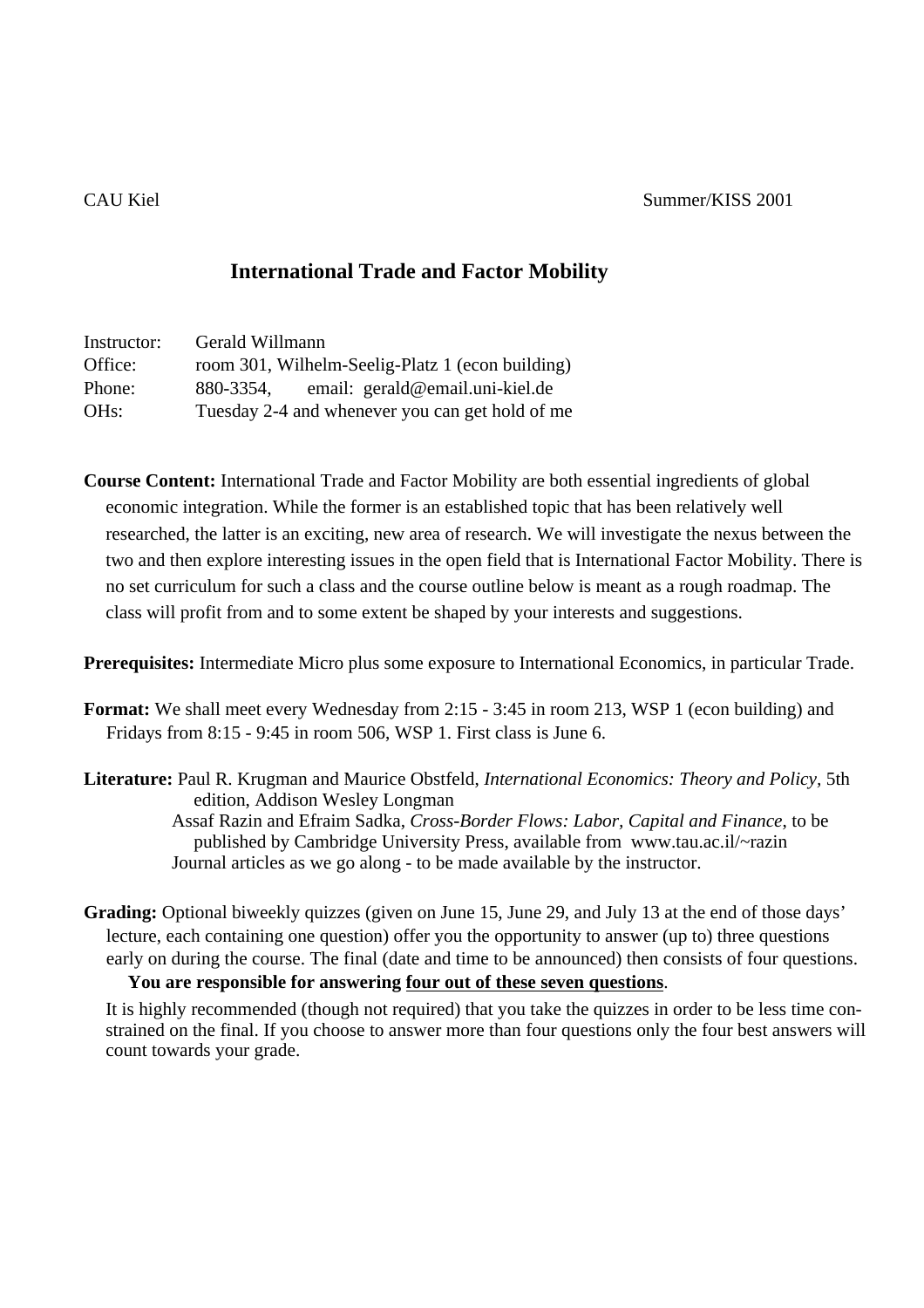CAU Kiel Summer/KISS 2001

# International Trade and Factor Mobility

Instructor: Gerald Willmann
Office: room 301, Wilhelm-Seelig-Platz 1 (econ building)
Phone: 880-3354, email: gerald@email.uni-kiel.de
OHs: Tuesday 2-4 and whenever you can get hold of me

**Course Content:** International Trade and Factor Mobility are both essential ingredients of global economic integration. While the former is an established topic that has been relatively well researched, the latter is an exciting, new area of research. We will investigate the nexus between the two and then explore interesting issues in the open field that is International Factor Mobility. There is no set curriculum for such a class and the course outline below is meant as a rough roadmap. The class will profit from and to some extent be shaped by your interests and suggestions.

**Prerequisites:** Intermediate Micro plus some exposure to International Economics, in particular Trade.

**Format:** We shall meet every Wednesday from 2:15 - 3:45 in room 213, WSP 1 (econ building) and Fridays from 8:15 - 9:45 in room 506, WSP 1. First class is June 6.

**Literature:** Paul R. Krugman and Maurice Obstfeld, *International Economics: Theory and Policy*, 5th edition, Addison Wesley Longman
Assaf Razin and Efraim Sadka, *Cross-Border Flows: Labor, Capital and Finance*, to be published by Cambridge University Press, available from www.tau.ac.il/~razin
Journal articles as we go along - to be made available by the instructor.

**Grading:** Optional biweekly quizzes (given on June 15, June 29, and July 13 at the end of those days' lecture, each containing one question) offer you the opportunity to answer (up to) three questions early on during the course. The final (date and time to be announced) then consists of four questions.
**You are responsible for answering <u>four out of these seven questions</u>**.
It is highly recommended (though not required) that you take the quizzes in order to be less time constrained on the final. If you choose to answer more than four questions only the four best answers will count towards your grade.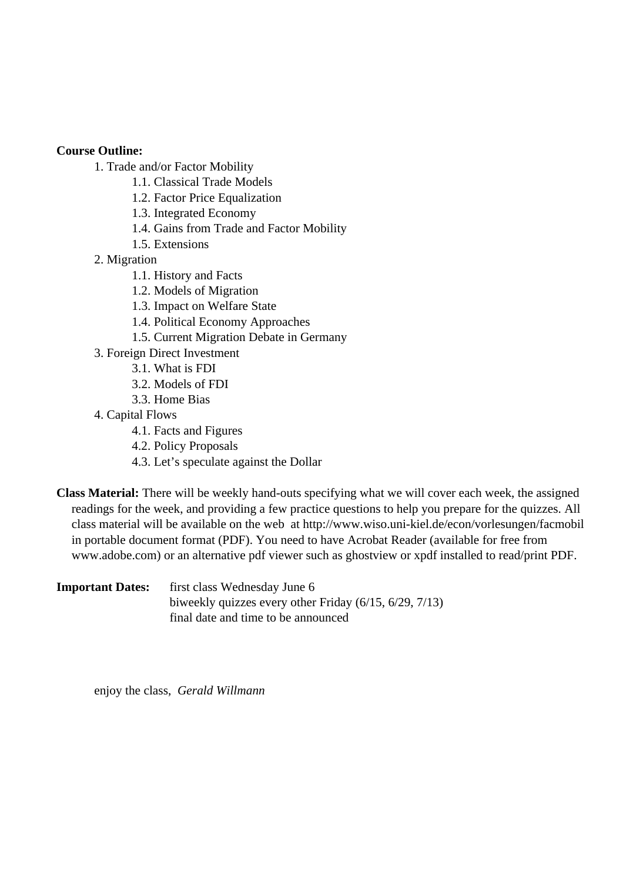**Course Outline:**

1. Trade and/or Factor Mobility
    - 1.1. Classical Trade Models
    - 1.2. Factor Price Equalization
    - 1.3. Integrated Economy
    - 1.4. Gains from Trade and Factor Mobility
    - 1.5. Extensions
2. Migration
    - 1.1. History and Facts
    - 1.2. Models of Migration
    - 1.3. Impact on Welfare State
    - 1.4. Political Economy Approaches
    - 1.5. Current Migration Debate in Germany
3. Foreign Direct Investment
    - 3.1. What is FDI
    - 3.2. Models of FDI
    - 3.3. Home Bias
4. Capital Flows
    - 4.1. Facts and Figures
    - 4.2. Policy Proposals
    - 4.3. Let's speculate against the Dollar

**Class Material:** There will be weekly hand-outs specifying what we will cover each week, the assigned readings for the week, and providing a few practice questions to help you prepare for the quizzes. All class material will be available on the web at http://www.wiso.uni-kiel.de/econ/vorlesungen/facmobil in portable document format (PDF). You need to have Acrobat Reader (available for free from www.adobe.com) or an alternative pdf viewer such as ghostview or xpdf installed to read/print PDF.

**Important Dates:** first class Wednesday June 6
biweekly quizzes every other Friday (6/15, 6/29, 7/13)
final date and time to be announced

enjoy the class, *Gerald Willmann*